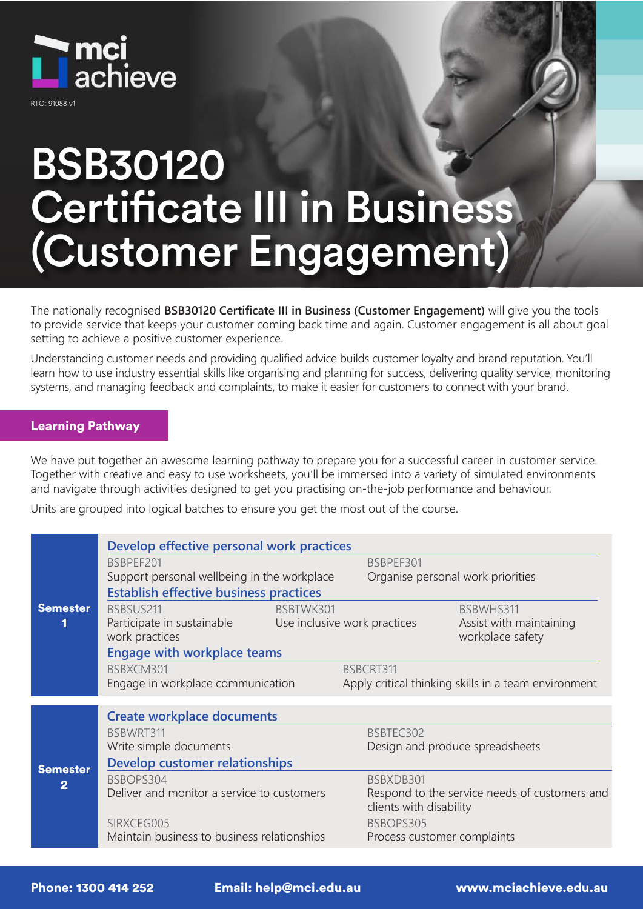mci achieve

RTO: 91088 v1

# BSB30120 Certificate III in Business (Customer Engagement)

The nationally recognised **BSB30120 Certificate III in Business (Customer Engagement)** will give you the tools to provide service that keeps your customer coming back time and again. Customer engagement is all about goal setting to achieve a positive customer experience.

Understanding customer needs and providing qualified advice builds customer loyalty and brand reputation. You'll learn how to use industry essential skills like organising and planning for success, delivering quality service, monitoring systems, and managing feedback and complaints, to make it easier for customers to connect with your brand.

## Learning Pathway

We have put together an awesome learning pathway to prepare you for a successful career in customer service. Together with creative and easy to use worksheets, you'll be immersed into a variety of simulated environments and navigate through activities designed to get you practising on-the-job performance and behaviour.

Units are grouped into logical batches to ensure you get the most out of the course.

### Semester 1

**Develop effective personal work practices**

- BSBPEF201 – Support personal wellbeing in the workplace
- BSBPEF301 – Organise personal work priorities

**Establish effective business practices**

- BSBSUS211 – Participate in sustainable work practices
- BSBTWK301 – Use inclusive work practices
- BSBWHS311 – Assist with maintaining workplace safety

**Engage with workplace teams**

- BSBXCM301 – Engage in workplace communication
- BSBCRT311 – Apply critical thinking skills in a team environment

### Semester 2

**Create workplace documents**

- BSBWRT311 – Write simple documents
- BSBTEC302 – Design and produce spreadsheets

**Develop customer relationships**

- BSBOPS304 – Deliver and monitor a service to customers
- BSBXDB301 – Respond to the service needs of customers and clients with disability
- SIRXCEG005 – Maintain business to business relationships
- BSBOPS305 – Process customer complaints

**Phone: 1300 414 252** **Email: help@mci.edu.au** **www.mciachieve.edu.au**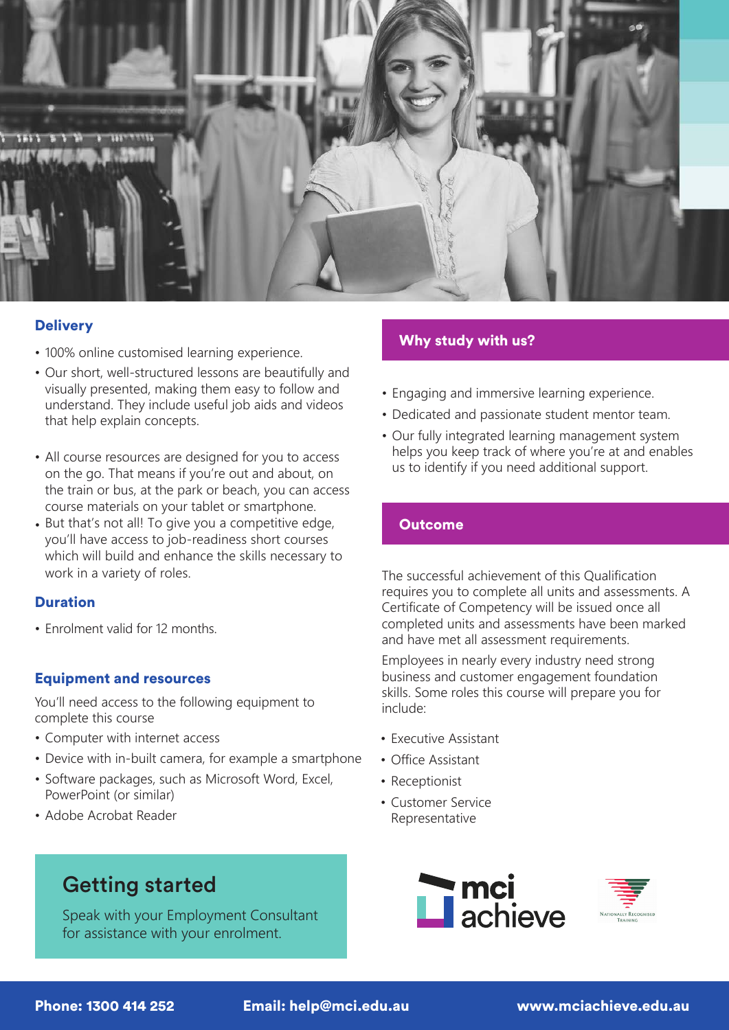## Delivery

- 100% online customised learning experience.
- Our short, well-structured lessons are beautifully and visually presented, making them easy to follow and understand. They include useful job aids and videos that help explain concepts.
- All course resources are designed for you to access on the go. That means if you're out and about, on the train or bus, at the park or beach, you can access course materials on your tablet or smartphone.
- But that's not all! To give you a competitive edge, you'll have access to job-readiness short courses which will build and enhance the skills necessary to work in a variety of roles.

## Duration

- Enrolment valid for 12 months.

## Equipment and resources

You'll need access to the following equipment to complete this course

- Computer with internet access
- Device with in-built camera, for example a smartphone
- Software packages, such as Microsoft Word, Excel, PowerPoint (or similar)
- Adobe Acrobat Reader

## Getting started

Speak with your Employment Consultant for assistance with your enrolment.

## Why study with us?

- Engaging and immersive learning experience.
- Dedicated and passionate student mentor team.
- Our fully integrated learning management system helps you keep track of where you're at and enables us to identify if you need additional support.

## Outcome

The successful achievement of this Qualification requires you to complete all units and assessments. A Certificate of Competency will be issued once all completed units and assessments have been marked and have met all assessment requirements.

Employees in nearly every industry need strong business and customer engagement foundation skills. Some roles this course will prepare you for include:

- Executive Assistant
- Office Assistant
- Receptionist
- Customer Service Representative

mci achieve

Nationally Recognised Training

**Phone: 1300 414 252** **Email: help@mci.edu.au** **www.mciachieve.edu.au**